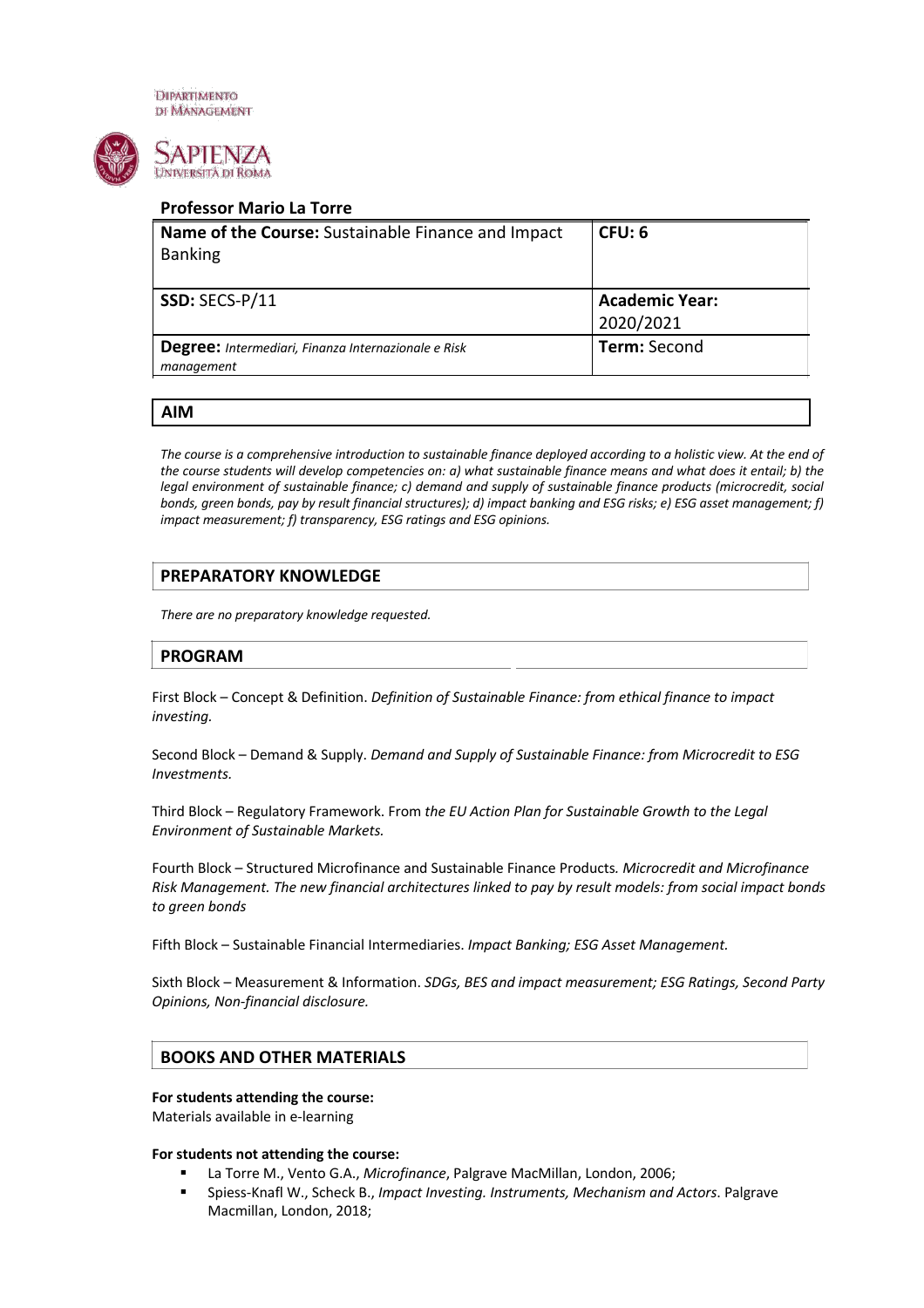Dipartimento di Management

Sapienza Università di Roma

**Professor Mario La Torre**

| **Name of the Course:** Sustainable Finance and Impact Banking | **CFU: 6** |
| --- | --- |
| **SSD:** SECS-P/11 | **Academic Year:** 2020/2021 |
| **Degree:** *Intermediari, Finanza Internazionale e Risk management* | **Term:** Second |

## AIM

*The course is a comprehensive introduction to sustainable finance deployed according to a holistic view. At the end of the course students will develop competencies on: a) what sustainable finance means and what does it entail; b) the legal environment of sustainable finance; c) demand and supply of sustainable finance products (microcredit, social bonds, green bonds, pay by result financial structures); d) impact banking and ESG risks; e) ESG asset management; f) impact measurement; f) transparency, ESG ratings and ESG opinions.*

## PREPARATORY KNOWLEDGE

*There are no preparatory knowledge requested.*

## PROGRAM

First Block – Concept & Definition. *Definition of Sustainable Finance: from ethical finance to impact investing.*

Second Block – Demand & Supply. *Demand and Supply of Sustainable Finance: from Microcredit to ESG Investments.*

Third Block – Regulatory Framework. From *the EU Action Plan for Sustainable Growth to the Legal Environment of Sustainable Markets.*

Fourth Block – Structured Microfinance and Sustainable Finance Products*. Microcredit and Microfinance Risk Management. The new financial architectures linked to pay by result models: from social impact bonds to green bonds*

Fifth Block – Sustainable Financial Intermediaries. *Impact Banking; ESG Asset Management.*

Sixth Block – Measurement & Information. *SDGs, BES and impact measurement; ESG Ratings, Second Party Opinions, Non-financial disclosure.*

## BOOKS AND OTHER MATERIALS

**For students attending the course:**
Materials available in e-learning

**For students not attending the course:**

- La Torre M., Vento G.A., *Microfinance*, Palgrave MacMillan, London, 2006;
- Spiess-Knafl W., Scheck B., *Impact Investing. Instruments, Mechanism and Actors*. Palgrave Macmillan, London, 2018;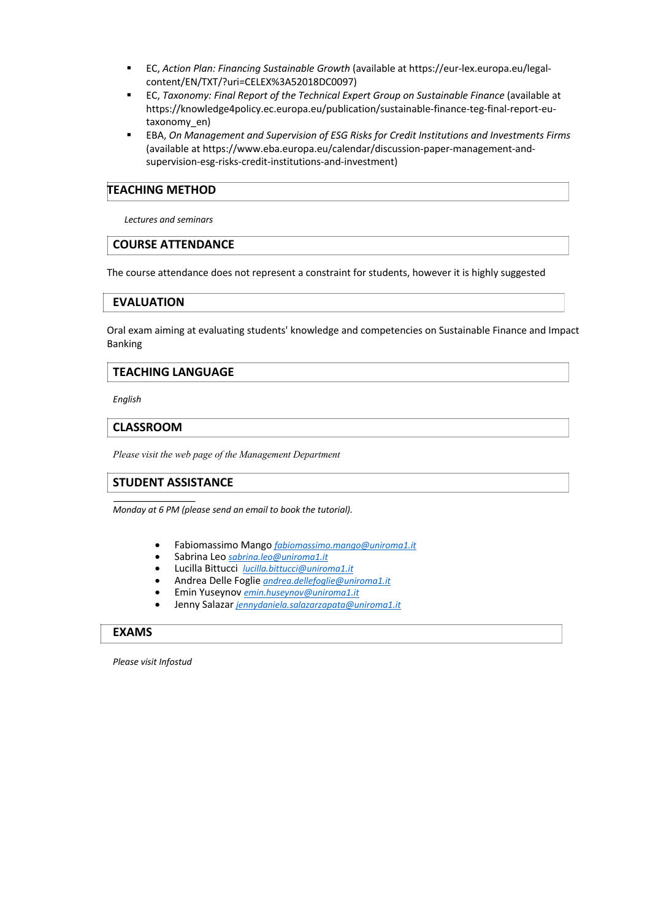- EC, *Action Plan: Financing Sustainable Growth* (available at https://eur-lex.europa.eu/legal-content/EN/TXT/?uri=CELEX%3A52018DC0097)
- EC, *Taxonomy: Final Report of the Technical Expert Group on Sustainable Finance* (available at https://knowledge4policy.ec.europa.eu/publication/sustainable-finance-teg-final-report-eu-taxonomy_en)
- EBA, *On Management and Supervision of ESG Risks for Credit Institutions and Investments Firms* (available at https://www.eba.europa.eu/calendar/discussion-paper-management-and-supervision-esg-risks-credit-institutions-and-investment)

## TEACHING METHOD

*Lectures and seminars*

## COURSE ATTENDANCE

The course attendance does not represent a constraint for students, however it is highly suggested

## EVALUATION

Oral exam aiming at evaluating students' knowledge and competencies on Sustainable Finance and Impact Banking

## TEACHING LANGUAGE

*English*

## CLASSROOM

*Please visit the web page of the Management Department*

## STUDENT ASSISTANCE

*Monday at 6 PM (please send an email to book the tutorial).*

- Fabiomassimo Mango *fabiomassimo.mango@uniroma1.it*
- Sabrina Leo *sabrina.leo@uniroma1.it*
- Lucilla Bittucci *lucilla.bittucci@uniroma1.it*
- Andrea Delle Foglie *andrea.dellefoglie@uniroma1.it*
- Emin Yuseynov *emin.huseynov@uniroma1.it*
- Jenny Salazar *jennydaniela.salazarzapata@uniroma1.it*

## EXAMS

*Please visit Infostud*